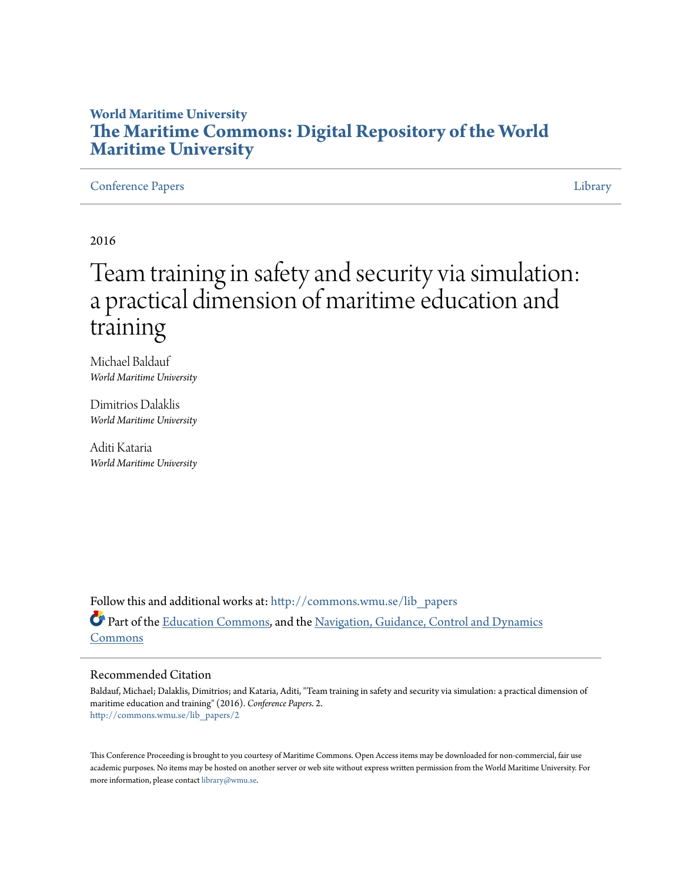**World Maritime University**

**The Maritime Commons: Digital Repository of the World Maritime University**

Conference Papers | Library

2016

# Team training in safety and security via simulation: a practical dimension of maritime education and training

Michael Baldauf
*World Maritime University*

Dimitrios Dalaklis
*World Maritime University*

Aditi Kataria
*World Maritime University*

Follow this and additional works at: http://commons.wmu.se/lib_papers

Part of the Education Commons, and the Navigation, Guidance, Control and Dynamics Commons

## Recommended Citation

Baldauf, Michael; Dalaklis, Dimitrios; and Kataria, Aditi, "Team training in safety and security via simulation: a practical dimension of maritime education and training" (2016). *Conference Papers*. 2.
http://commons.wmu.se/lib_papers/2

This Conference Proceeding is brought to you courtesy of Maritime Commons. Open Access items may be downloaded for non-commercial, fair use academic purposes. No items may be hosted on another server or web site without express written permission from the World Maritime University. For more information, please contact library@wmu.se.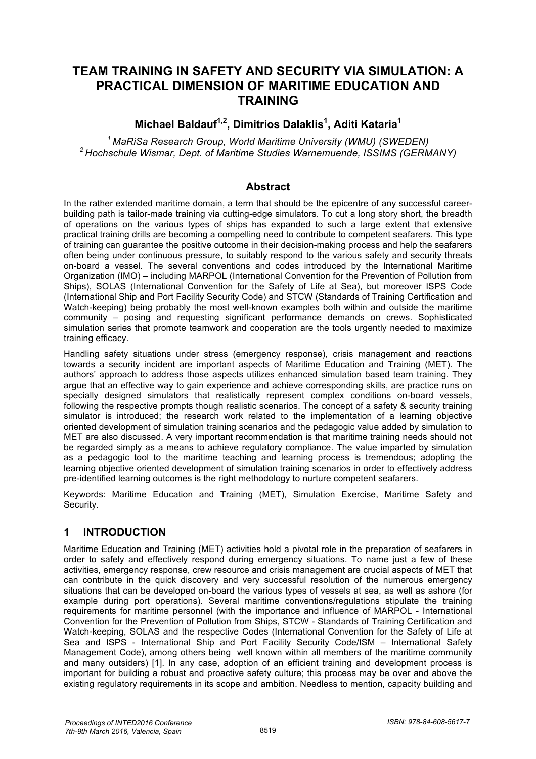# TEAM TRAINING IN SAFETY AND SECURITY VIA SIMULATION: A PRACTICAL DIMENSION OF MARITIME EDUCATION AND TRAINING

**Michael Baldauf[1,2], Dimitrios Dalaklis[1], Aditi Kataria[1]**

*[1] MaRiSa Research Group, World Maritime University (WMU) (SWEDEN)*
*[2] Hochschule Wismar, Dept. of Maritime Studies Warnemuende, ISSIMS (GERMANY)*

## Abstract

In the rather extended maritime domain, a term that should be the epicentre of any successful career-building path is tailor-made training via cutting-edge simulators. To cut a long story short, the breadth of operations on the various types of ships has expanded to such a large extent that extensive practical training drills are becoming a compelling need to contribute to competent seafarers. This type of training can guarantee the positive outcome in their decision-making process and help the seafarers often being under continuous pressure, to suitably respond to the various safety and security threats on-board a vessel. The several conventions and codes introduced by the International Maritime Organization (IMO) – including MARPOL (International Convention for the Prevention of Pollution from Ships), SOLAS (International Convention for the Safety of Life at Sea), but moreover ISPS Code (International Ship and Port Facility Security Code) and STCW (Standards of Training Certification and Watch-keeping) being probably the most well-known examples both within and outside the maritime community – posing and requesting significant performance demands on crews. Sophisticated simulation series that promote teamwork and cooperation are the tools urgently needed to maximize training efficacy.

Handling safety situations under stress (emergency response), crisis management and reactions towards a security incident are important aspects of Maritime Education and Training (MET). The authors' approach to address those aspects utilizes enhanced simulation based team training. They argue that an effective way to gain experience and achieve corresponding skills, are practice runs on specially designed simulators that realistically represent complex conditions on-board vessels, following the respective prompts though realistic scenarios. The concept of a safety & security training simulator is introduced; the research work related to the implementation of a learning objective oriented development of simulation training scenarios and the pedagogic value added by simulation to MET are also discussed. A very important recommendation is that maritime training needs should not be regarded simply as a means to achieve regulatory compliance. The value imparted by simulation as a pedagogic tool to the maritime teaching and learning process is tremendous; adopting the learning objective oriented development of simulation training scenarios in order to effectively address pre-identified learning outcomes is the right methodology to nurture competent seafarers.

Keywords: Maritime Education and Training (MET), Simulation Exercise, Maritime Safety and Security.

## 1 INTRODUCTION

Maritime Education and Training (MET) activities hold a pivotal role in the preparation of seafarers in order to safely and effectively respond during emergency situations. To name just a few of these activities, emergency response, crew resource and crisis management are crucial aspects of MET that can contribute in the quick discovery and very successful resolution of the numerous emergency situations that can be developed on-board the various types of vessels at sea, as well as ashore (for example during port operations). Several maritime conventions/regulations stipulate the training requirements for maritime personnel (with the importance and influence of MARPOL - International Convention for the Prevention of Pollution from Ships, STCW - Standards of Training Certification and Watch-keeping, SOLAS and the respective Codes (International Convention for the Safety of Life at Sea and ISPS - International Ship and Port Facility Security Code/ISM – International Safety Management Code), among others being well known within all members of the maritime community and many outsiders) [1]. In any case, adoption of an efficient training and development process is important for building a robust and proactive safety culture; this process may be over and above the existing regulatory requirements in its scope and ambition. Needless to mention, capacity building and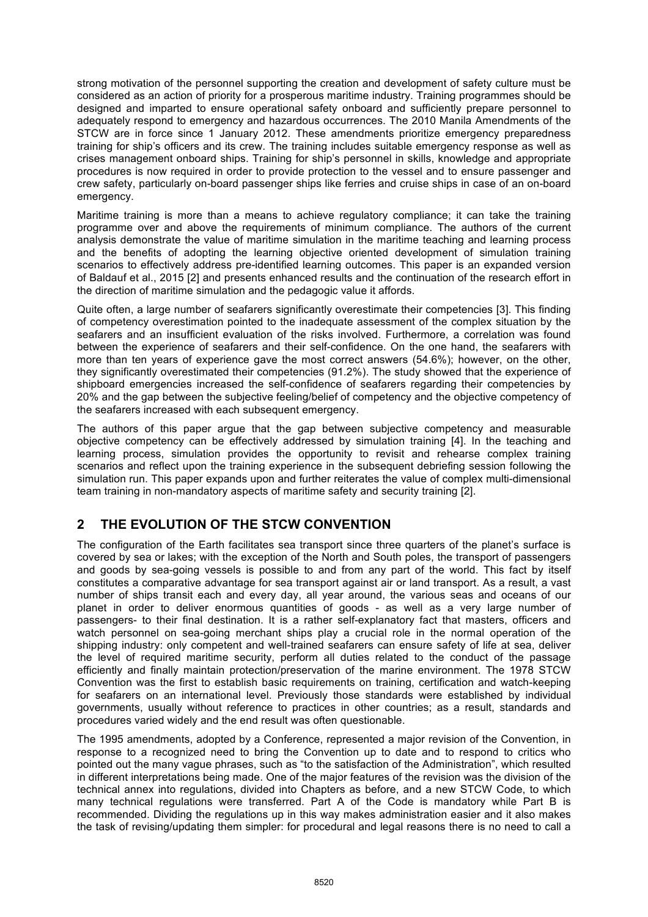strong motivation of the personnel supporting the creation and development of safety culture must be considered as an action of priority for a prosperous maritime industry. Training programmes should be designed and imparted to ensure operational safety onboard and sufficiently prepare personnel to adequately respond to emergency and hazardous occurrences. The 2010 Manila Amendments of the STCW are in force since 1 January 2012. These amendments prioritize emergency preparedness training for ship's officers and its crew. The training includes suitable emergency response as well as crises management onboard ships. Training for ship's personnel in skills, knowledge and appropriate procedures is now required in order to provide protection to the vessel and to ensure passenger and crew safety, particularly on-board passenger ships like ferries and cruise ships in case of an on-board emergency.

Maritime training is more than a means to achieve regulatory compliance; it can take the training programme over and above the requirements of minimum compliance. The authors of the current analysis demonstrate the value of maritime simulation in the maritime teaching and learning process and the benefits of adopting the learning objective oriented development of simulation training scenarios to effectively address pre-identified learning outcomes. This paper is an expanded version of Baldauf et al., 2015 [2] and presents enhanced results and the continuation of the research effort in the direction of maritime simulation and the pedagogic value it affords.

Quite often, a large number of seafarers significantly overestimate their competencies [3]. This finding of competency overestimation pointed to the inadequate assessment of the complex situation by the seafarers and an insufficient evaluation of the risks involved. Furthermore, a correlation was found between the experience of seafarers and their self-confidence. On the one hand, the seafarers with more than ten years of experience gave the most correct answers (54.6%); however, on the other, they significantly overestimated their competencies (91.2%). The study showed that the experience of shipboard emergencies increased the self-confidence of seafarers regarding their competencies by 20% and the gap between the subjective feeling/belief of competency and the objective competency of the seafarers increased with each subsequent emergency.

The authors of this paper argue that the gap between subjective competency and measurable objective competency can be effectively addressed by simulation training [4]. In the teaching and learning process, simulation provides the opportunity to revisit and rehearse complex training scenarios and reflect upon the training experience in the subsequent debriefing session following the simulation run. This paper expands upon and further reiterates the value of complex multi-dimensional team training in non-mandatory aspects of maritime safety and security training [2].

## 2 THE EVOLUTION OF THE STCW CONVENTION

The configuration of the Earth facilitates sea transport since three quarters of the planet's surface is covered by sea or lakes; with the exception of the North and South poles, the transport of passengers and goods by sea-going vessels is possible to and from any part of the world. This fact by itself constitutes a comparative advantage for sea transport against air or land transport. As a result, a vast number of ships transit each and every day, all year around, the various seas and oceans of our planet in order to deliver enormous quantities of goods - as well as a very large number of passengers- to their final destination. It is a rather self-explanatory fact that masters, officers and watch personnel on sea-going merchant ships play a crucial role in the normal operation of the shipping industry: only competent and well-trained seafarers can ensure safety of life at sea, deliver the level of required maritime security, perform all duties related to the conduct of the passage efficiently and finally maintain protection/preservation of the marine environment. The 1978 STCW Convention was the first to establish basic requirements on training, certification and watch-keeping for seafarers on an international level. Previously those standards were established by individual governments, usually without reference to practices in other countries; as a result, standards and procedures varied widely and the end result was often questionable.

The 1995 amendments, adopted by a Conference, represented a major revision of the Convention, in response to a recognized need to bring the Convention up to date and to respond to critics who pointed out the many vague phrases, such as "to the satisfaction of the Administration", which resulted in different interpretations being made. One of the major features of the revision was the division of the technical annex into regulations, divided into Chapters as before, and a new STCW Code, to which many technical regulations were transferred. Part A of the Code is mandatory while Part B is recommended. Dividing the regulations up in this way makes administration easier and it also makes the task of revising/updating them simpler: for procedural and legal reasons there is no need to call a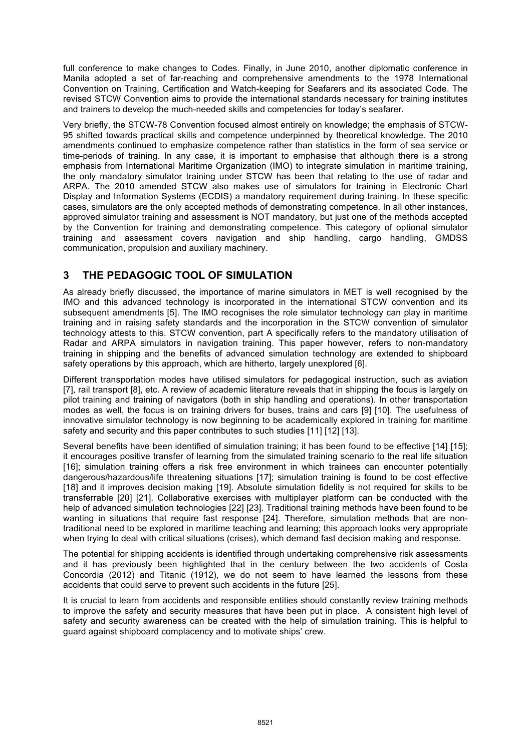full conference to make changes to Codes. Finally, in June 2010, another diplomatic conference in Manila adopted a set of far-reaching and comprehensive amendments to the 1978 International Convention on Training, Certification and Watch-keeping for Seafarers and its associated Code. The revised STCW Convention aims to provide the international standards necessary for training institutes and trainers to develop the much-needed skills and competencies for today's seafarer.

Very briefly, the STCW-78 Convention focused almost entirely on knowledge; the emphasis of STCW-95 shifted towards practical skills and competence underpinned by theoretical knowledge. The 2010 amendments continued to emphasize competence rather than statistics in the form of sea service or time-periods of training. In any case, it is important to emphasise that although there is a strong emphasis from International Maritime Organization (IMO) to integrate simulation in maritime training, the only mandatory simulator training under STCW has been that relating to the use of radar and ARPA. The 2010 amended STCW also makes use of simulators for training in Electronic Chart Display and Information Systems (ECDIS) a mandatory requirement during training. In these specific cases, simulators are the only accepted methods of demonstrating competence. In all other instances, approved simulator training and assessment is NOT mandatory, but just one of the methods accepted by the Convention for training and demonstrating competence. This category of optional simulator training and assessment covers navigation and ship handling, cargo handling, GMDSS communication, propulsion and auxiliary machinery.

## 3 THE PEDAGOGIC TOOL OF SIMULATION

As already briefly discussed, the importance of marine simulators in MET is well recognised by the IMO and this advanced technology is incorporated in the international STCW convention and its subsequent amendments [5]. The IMO recognises the role simulator technology can play in maritime training and in raising safety standards and the incorporation in the STCW convention of simulator technology attests to this. STCW convention, part A specifically refers to the mandatory utilisation of Radar and ARPA simulators in navigation training. This paper however, refers to non-mandatory training in shipping and the benefits of advanced simulation technology are extended to shipboard safety operations by this approach, which are hitherto, largely unexplored [6].

Different transportation modes have utilised simulators for pedagogical instruction, such as aviation [7], rail transport [8], etc. A review of academic literature reveals that in shipping the focus is largely on pilot training and training of navigators (both in ship handling and operations). In other transportation modes as well, the focus is on training drivers for buses, trains and cars [9] [10]. The usefulness of innovative simulator technology is now beginning to be academically explored in training for maritime safety and security and this paper contributes to such studies [11] [12] [13].

Several benefits have been identified of simulation training; it has been found to be effective [14] [15]; it encourages positive transfer of learning from the simulated training scenario to the real life situation [16]; simulation training offers a risk free environment in which trainees can encounter potentially dangerous/hazardous/life threatening situations [17]; simulation training is found to be cost effective [18] and it improves decision making [19]. Absolute simulation fidelity is not required for skills to be transferrable [20] [21]. Collaborative exercises with multiplayer platform can be conducted with the help of advanced simulation technologies [22] [23]. Traditional training methods have been found to be wanting in situations that require fast response [24]. Therefore, simulation methods that are non-traditional need to be explored in maritime teaching and learning; this approach looks very appropriate when trying to deal with critical situations (crises), which demand fast decision making and response.

The potential for shipping accidents is identified through undertaking comprehensive risk assessments and it has previously been highlighted that in the century between the two accidents of Costa Concordia (2012) and Titanic (1912), we do not seem to have learned the lessons from these accidents that could serve to prevent such accidents in the future [25].

It is crucial to learn from accidents and responsible entities should constantly review training methods to improve the safety and security measures that have been put in place. A consistent high level of safety and security awareness can be created with the help of simulation training. This is helpful to guard against shipboard complacency and to motivate ships' crew.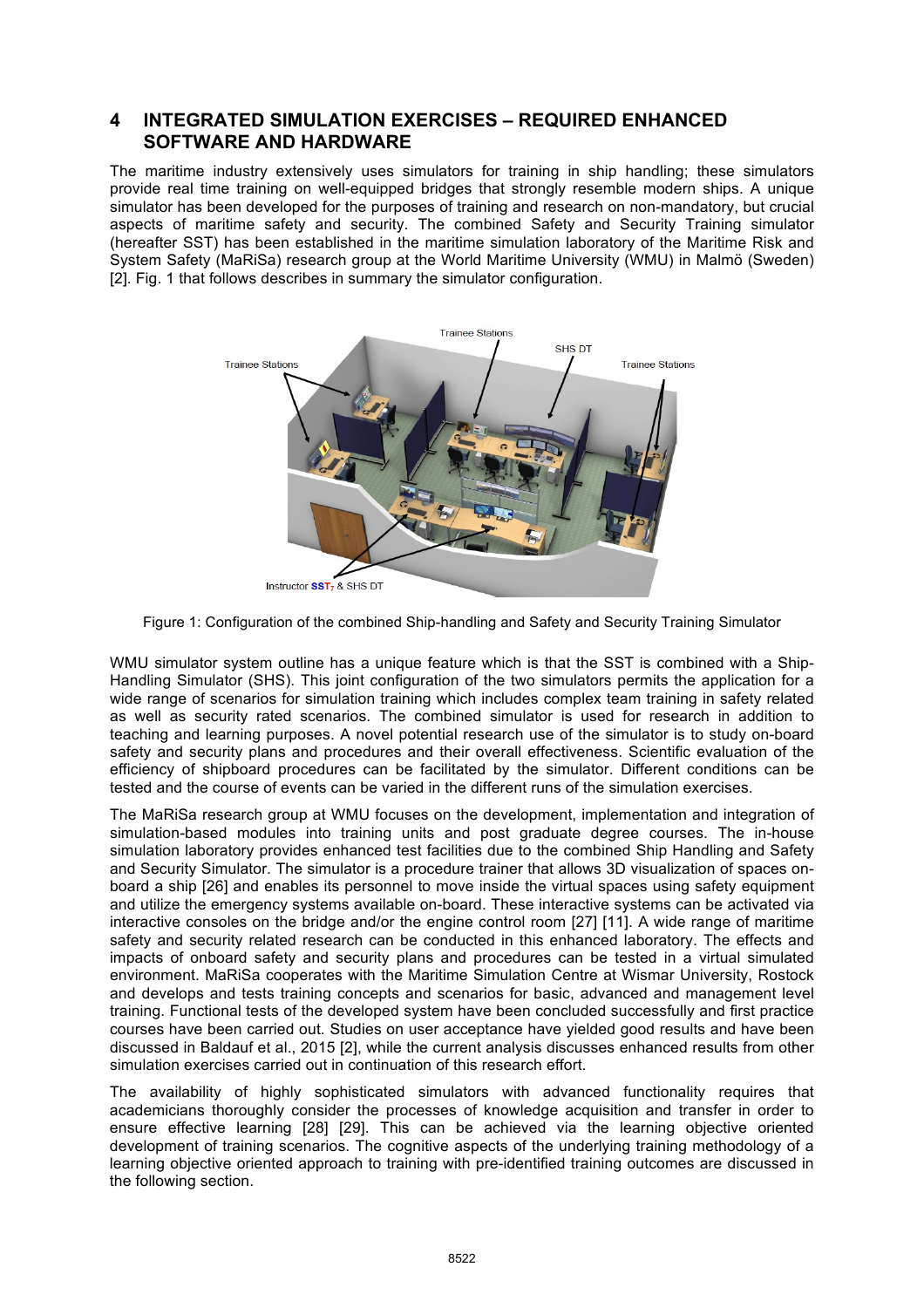## 4 INTEGRATED SIMULATION EXERCISES – REQUIRED ENHANCED SOFTWARE AND HARDWARE

The maritime industry extensively uses simulators for training in ship handling; these simulators provide real time training on well-equipped bridges that strongly resemble modern ships. A unique simulator has been developed for the purposes of training and research on non-mandatory, but crucial aspects of maritime safety and security. The combined Safety and Security Training simulator (hereafter SST) has been established in the maritime simulation laboratory of the Maritime Risk and System Safety (MaRiSa) research group at the World Maritime University (WMU) in Malmö (Sweden) [2]. Fig. 1 that follows describes in summary the simulator configuration.

Figure 1: Configuration of the combined Ship-handling and Safety and Security Training Simulator

WMU simulator system outline has a unique feature which is that the SST is combined with a Ship-Handling Simulator (SHS). This joint configuration of the two simulators permits the application for a wide range of scenarios for simulation training which includes complex team training in safety related as well as security rated scenarios. The combined simulator is used for research in addition to teaching and learning purposes. A novel potential research use of the simulator is to study on-board safety and security plans and procedures and their overall effectiveness. Scientific evaluation of the efficiency of shipboard procedures can be facilitated by the simulator. Different conditions can be tested and the course of events can be varied in the different runs of the simulation exercises.

The MaRiSa research group at WMU focuses on the development, implementation and integration of simulation-based modules into training units and post graduate degree courses. The in-house simulation laboratory provides enhanced test facilities due to the combined Ship Handling and Safety and Security Simulator. The simulator is a procedure trainer that allows 3D visualization of spaces on-board a ship [26] and enables its personnel to move inside the virtual spaces using safety equipment and utilize the emergency systems available on-board. These interactive systems can be activated via interactive consoles on the bridge and/or the engine control room [27] [11]. A wide range of maritime safety and security related research can be conducted in this enhanced laboratory. The effects and impacts of onboard safety and security plans and procedures can be tested in a virtual simulated environment. MaRiSa cooperates with the Maritime Simulation Centre at Wismar University, Rostock and develops and tests training concepts and scenarios for basic, advanced and management level training. Functional tests of the developed system have been concluded successfully and first practice courses have been carried out. Studies on user acceptance have yielded good results and have been discussed in Baldauf et al., 2015 [2], while the current analysis discusses enhanced results from other simulation exercises carried out in continuation of this research effort.

The availability of highly sophisticated simulators with advanced functionality requires that academicians thoroughly consider the processes of knowledge acquisition and transfer in order to ensure effective learning [28] [29]. This can be achieved via the learning objective oriented development of training scenarios. The cognitive aspects of the underlying training methodology of a learning objective oriented approach to training with pre-identified training outcomes are discussed in the following section.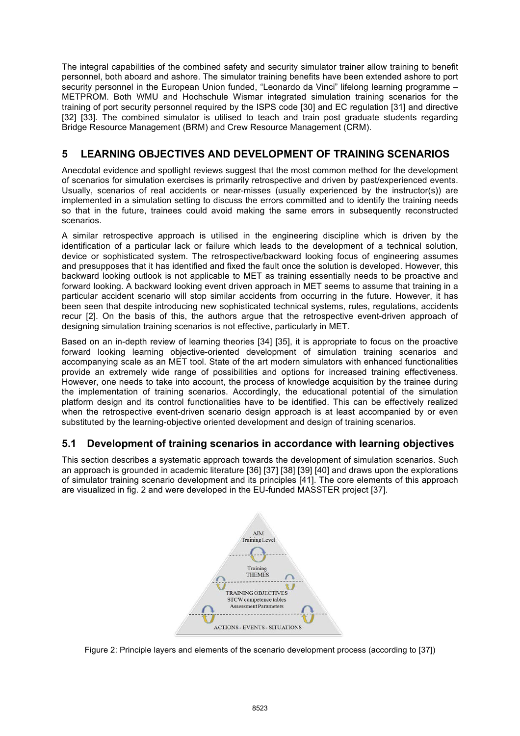The integral capabilities of the combined safety and security simulator trainer allow training to benefit personnel, both aboard and ashore. The simulator training benefits have been extended ashore to port security personnel in the European Union funded, "Leonardo da Vinci" lifelong learning programme – METPROM. Both WMU and Hochschule Wismar integrated simulation training scenarios for the training of port security personnel required by the ISPS code [30] and EC regulation [31] and directive [32] [33]. The combined simulator is utilised to teach and train post graduate students regarding Bridge Resource Management (BRM) and Crew Resource Management (CRM).

## 5 LEARNING OBJECTIVES AND DEVELOPMENT OF TRAINING SCENARIOS

Anecdotal evidence and spotlight reviews suggest that the most common method for the development of scenarios for simulation exercises is primarily retrospective and driven by past/experienced events. Usually, scenarios of real accidents or near-misses (usually experienced by the instructor(s)) are implemented in a simulation setting to discuss the errors committed and to identify the training needs so that in the future, trainees could avoid making the same errors in subsequently reconstructed scenarios.

A similar retrospective approach is utilised in the engineering discipline which is driven by the identification of a particular lack or failure which leads to the development of a technical solution, device or sophisticated system. The retrospective/backward looking focus of engineering assumes and presupposes that it has identified and fixed the fault once the solution is developed. However, this backward looking outlook is not applicable to MET as training essentially needs to be proactive and forward looking. A backward looking event driven approach in MET seems to assume that training in a particular accident scenario will stop similar accidents from occurring in the future. However, it has been seen that despite introducing new sophisticated technical systems, rules, regulations, accidents recur [2]. On the basis of this, the authors argue that the retrospective event-driven approach of designing simulation training scenarios is not effective, particularly in MET.

Based on an in-depth review of learning theories [34] [35], it is appropriate to focus on the proactive forward looking learning objective-oriented development of simulation training scenarios and accompanying scale as an MET tool. State of the art modern simulators with enhanced functionalities provide an extremely wide range of possibilities and options for increased training effectiveness. However, one needs to take into account, the process of knowledge acquisition by the trainee during the implementation of training scenarios. Accordingly, the educational potential of the simulation platform design and its control functionalities have to be identified. This can be effectively realized when the retrospective event-driven scenario design approach is at least accompanied by or even substituted by the learning-objective oriented development and design of training scenarios.

### 5.1 Development of training scenarios in accordance with learning objectives

This section describes a systematic approach towards the development of simulation scenarios. Such an approach is grounded in academic literature [36] [37] [38] [39] [40] and draws upon the explorations of simulator training scenario development and its principles [41]. The core elements of this approach are visualized in fig. 2 and were developed in the EU-funded MASSTER project [37].

Figure 2: Principle layers and elements of the scenario development process (according to [37])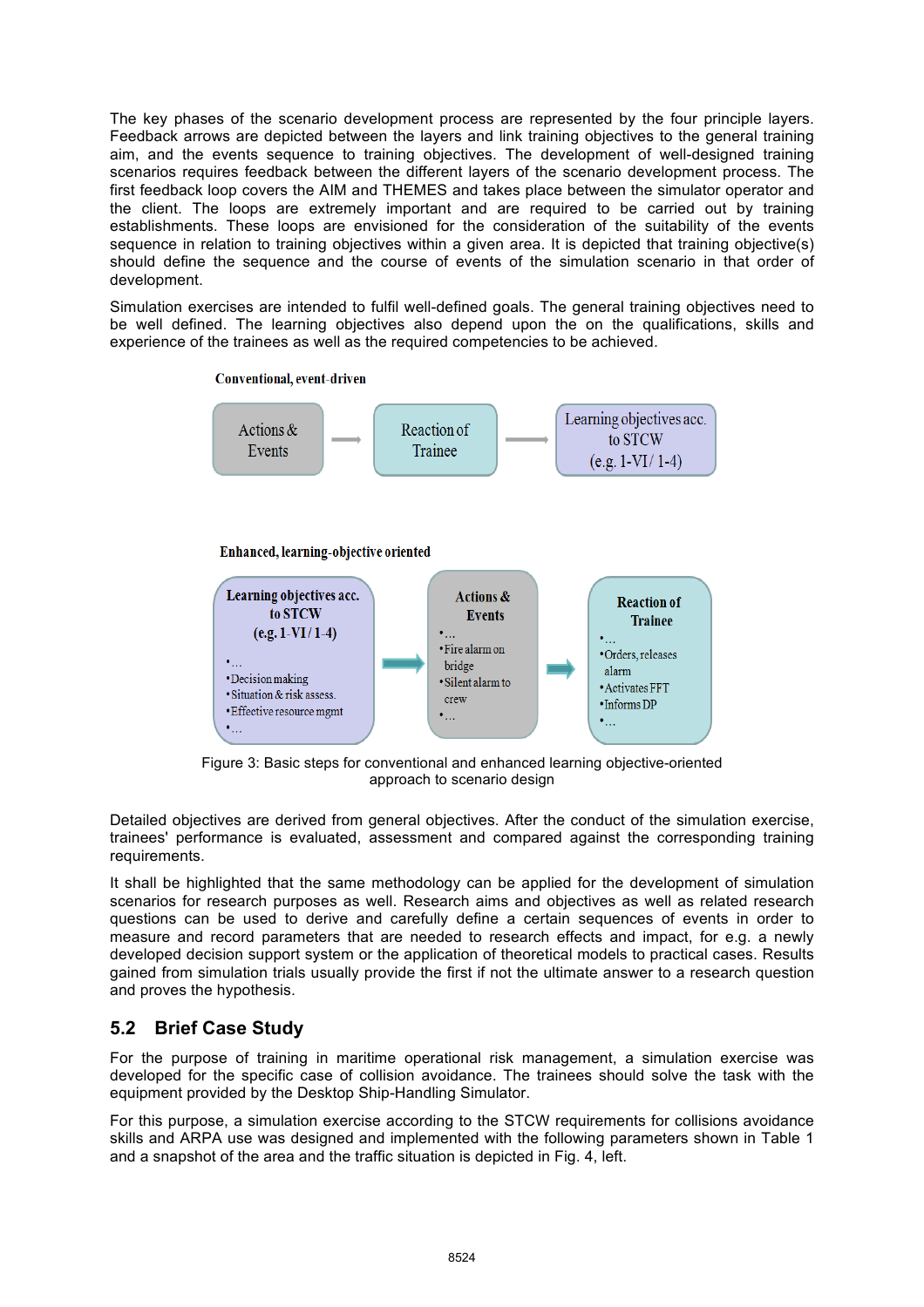The key phases of the scenario development process are represented by the four principle layers. Feedback arrows are depicted between the layers and link training objectives to the general training aim, and the events sequence to training objectives. The development of well-designed training scenarios requires feedback between the different layers of the scenario development process. The first feedback loop covers the AIM and THEMES and takes place between the simulator operator and the client. The loops are extremely important and are required to be carried out by training establishments. These loops are envisioned for the consideration of the suitability of the events sequence in relation to training objectives within a given area. It is depicted that training objective(s) should define the sequence and the course of events of the simulation scenario in that order of development.

Simulation exercises are intended to fulfil well-defined goals. The general training objectives need to be well defined. The learning objectives also depend upon the on the qualifications, skills and experience of the trainees as well as the required competencies to be achieved.

**Conventional, event-driven**

Actions & Events → Reaction of Trainee → Learning objectives acc. to STCW (e.g. 1-VI / 1-4)

**Enhanced, learning-objective oriented**

**Learning objectives acc. to STCW (e.g. 1-VI / 1-4)**
- …
- Decision making
- Situation & risk assess.
- Effective resource mgmt
- …

→

**Actions & Events**
- …
- Fire alarm on bridge
- Silent alarm to crew
- …

→

**Reaction of Trainee**
- …
- Orders, releases alarm
- Activates FFT
- Informs DP
- …

Figure 3: Basic steps for conventional and enhanced learning objective-oriented approach to scenario design

Detailed objectives are derived from general objectives. After the conduct of the simulation exercise, trainees' performance is evaluated, assessment and compared against the corresponding training requirements.

It shall be highlighted that the same methodology can be applied for the development of simulation scenarios for research purposes as well. Research aims and objectives as well as related research questions can be used to derive and carefully define a certain sequences of events in order to measure and record parameters that are needed to research effects and impact, for e.g. a newly developed decision support system or the application of theoretical models to practical cases. Results gained from simulation trials usually provide the first if not the ultimate answer to a research question and proves the hypothesis.

## 5.2 Brief Case Study

For the purpose of training in maritime operational risk management, a simulation exercise was developed for the specific case of collision avoidance. The trainees should solve the task with the equipment provided by the Desktop Ship-Handling Simulator.

For this purpose, a simulation exercise according to the STCW requirements for collisions avoidance skills and ARPA use was designed and implemented with the following parameters shown in Table 1 and a snapshot of the area and the traffic situation is depicted in Fig. 4, left.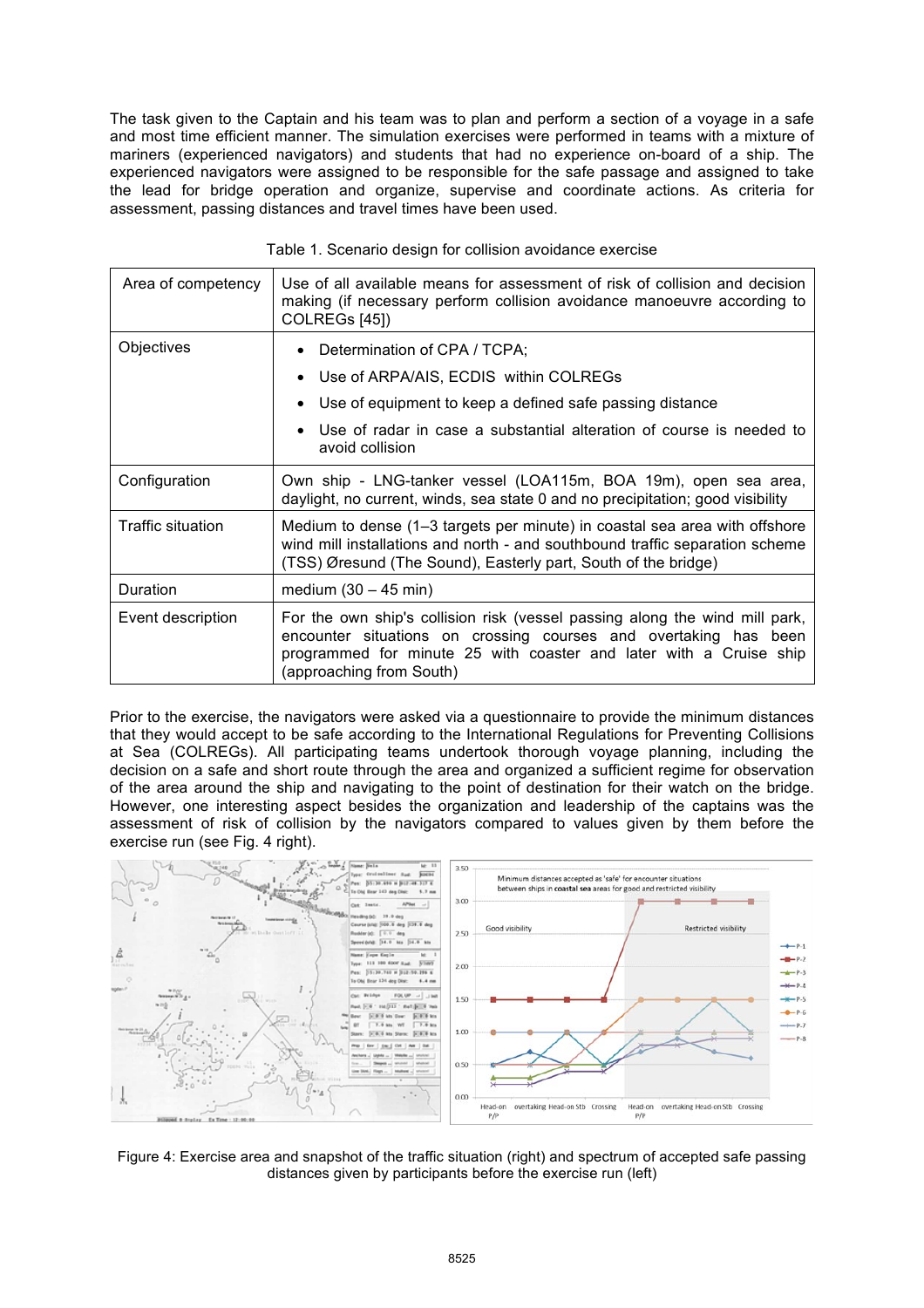The task given to the Captain and his team was to plan and perform a section of a voyage in a safe and most time efficient manner. The simulation exercises were performed in teams with a mixture of mariners (experienced navigators) and students that had no experience on-board of a ship. The experienced navigators were assigned to be responsible for the safe passage and assigned to take the lead for bridge operation and organize, supervise and coordinate actions. As criteria for assessment, passing distances and travel times have been used.

Table 1. Scenario design for collision avoidance exercise

| | |
|---|---|
| Area of competency | Use of all available means for assessment of risk of collision and decision making (if necessary perform collision avoidance manoeuvre according to COLREGs [45]) |
| Objectives | • Determination of CPA / TCPA; <br> • Use of ARPA/AIS, ECDIS within COLREGs <br> • Use of equipment to keep a defined safe passing distance <br> • Use of radar in case a substantial alteration of course is needed to avoid collision |
| Configuration | Own ship - LNG-tanker vessel (LOA115m, BOA 19m), open sea area, daylight, no current, winds, sea state 0 and no precipitation; good visibility |
| Traffic situation | Medium to dense (1–3 targets per minute) in coastal sea area with offshore wind mill installations and north - and southbound traffic separation scheme (TSS) Øresund (The Sound), Easterly part, South of the bridge) |
| Duration | medium (30 – 45 min) |
| Event description | For the own ship's collision risk (vessel passing along the wind mill park, encounter situations on crossing courses and overtaking has been programmed for minute 25 with coaster and later with a Cruise ship (approaching from South) |

Prior to the exercise, the navigators were asked via a questionnaire to provide the minimum distances that they would accept to be safe according to the International Regulations for Preventing Collisions at Sea (COLREGs). All participating teams undertook thorough voyage planning, including the decision on a safe and short route through the area and organized a sufficient regime for observation of the area around the ship and navigating to the point of destination for their watch on the bridge. However, one interesting aspect besides the organization and leadership of the captains was the assessment of risk of collision by the navigators compared to values given by them before the exercise run (see Fig. 4 right).

Figure 4: Exercise area and snapshot of the traffic situation (right) and spectrum of accepted safe passing distances given by participants before the exercise run (left)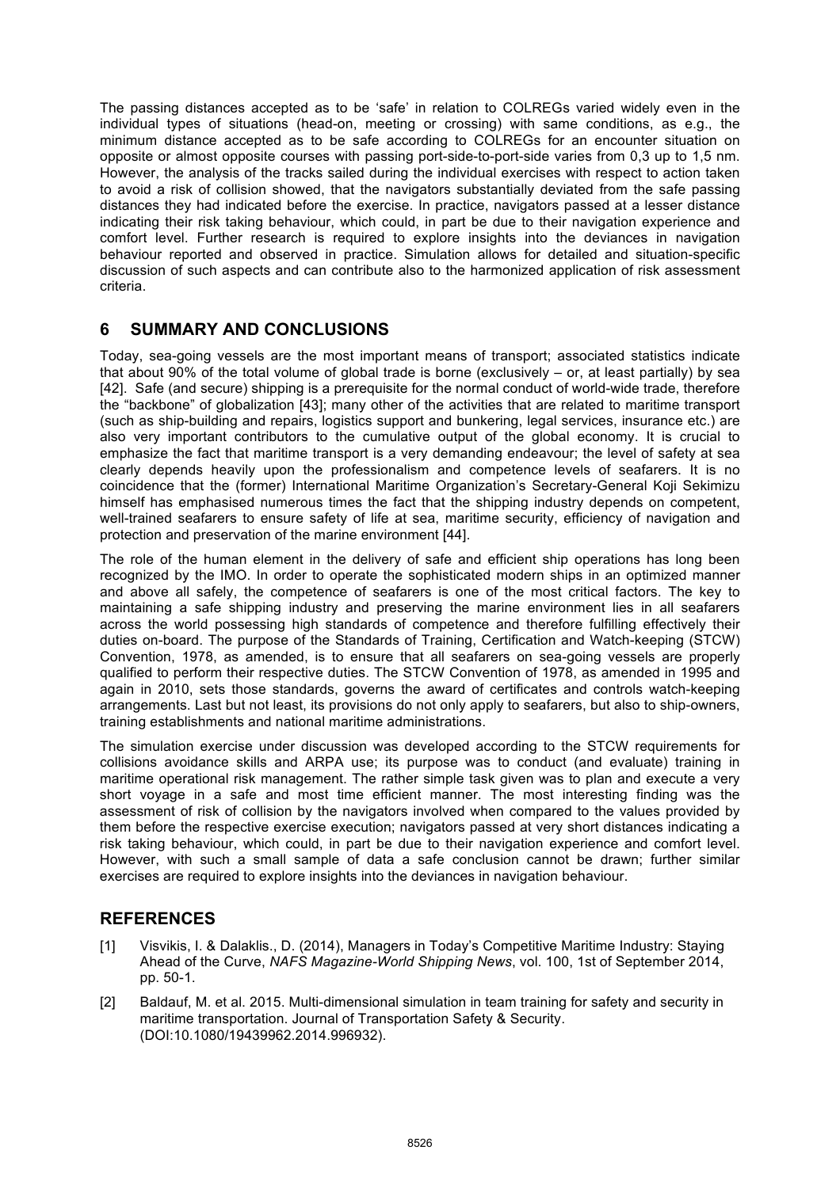The passing distances accepted as to be 'safe' in relation to COLREGs varied widely even in the individual types of situations (head-on, meeting or crossing) with same conditions, as e.g., the minimum distance accepted as to be safe according to COLREGs for an encounter situation on opposite or almost opposite courses with passing port-side-to-port-side varies from 0,3 up to 1,5 nm. However, the analysis of the tracks sailed during the individual exercises with respect to action taken to avoid a risk of collision showed, that the navigators substantially deviated from the safe passing distances they had indicated before the exercise. In practice, navigators passed at a lesser distance indicating their risk taking behaviour, which could, in part be due to their navigation experience and comfort level. Further research is required to explore insights into the deviances in navigation behaviour reported and observed in practice. Simulation allows for detailed and situation-specific discussion of such aspects and can contribute also to the harmonized application of risk assessment criteria.

## 6 SUMMARY AND CONCLUSIONS

Today, sea-going vessels are the most important means of transport; associated statistics indicate that about 90% of the total volume of global trade is borne (exclusively – or, at least partially) by sea [42]. Safe (and secure) shipping is a prerequisite for the normal conduct of world-wide trade, therefore the "backbone" of globalization [43]; many other of the activities that are related to maritime transport (such as ship-building and repairs, logistics support and bunkering, legal services, insurance etc.) are also very important contributors to the cumulative output of the global economy. It is crucial to emphasize the fact that maritime transport is a very demanding endeavour; the level of safety at sea clearly depends heavily upon the professionalism and competence levels of seafarers. It is no coincidence that the (former) International Maritime Organization's Secretary-General Koji Sekimizu himself has emphasised numerous times the fact that the shipping industry depends on competent, well-trained seafarers to ensure safety of life at sea, maritime security, efficiency of navigation and protection and preservation of the marine environment [44].

The role of the human element in the delivery of safe and efficient ship operations has long been recognized by the IMO. In order to operate the sophisticated modern ships in an optimized manner and above all safely, the competence of seafarers is one of the most critical factors. The key to maintaining a safe shipping industry and preserving the marine environment lies in all seafarers across the world possessing high standards of competence and therefore fulfilling effectively their duties on-board. The purpose of the Standards of Training, Certification and Watch-keeping (STCW) Convention, 1978, as amended, is to ensure that all seafarers on sea-going vessels are properly qualified to perform their respective duties. The STCW Convention of 1978, as amended in 1995 and again in 2010, sets those standards, governs the award of certificates and controls watch-keeping arrangements. Last but not least, its provisions do not only apply to seafarers, but also to ship-owners, training establishments and national maritime administrations.

The simulation exercise under discussion was developed according to the STCW requirements for collisions avoidance skills and ARPA use; its purpose was to conduct (and evaluate) training in maritime operational risk management. The rather simple task given was to plan and execute a very short voyage in a safe and most time efficient manner. The most interesting finding was the assessment of risk of collision by the navigators involved when compared to the values provided by them before the respective exercise execution; navigators passed at very short distances indicating a risk taking behaviour, which could, in part be due to their navigation experience and comfort level. However, with such a small sample of data a safe conclusion cannot be drawn; further similar exercises are required to explore insights into the deviances in navigation behaviour.

## REFERENCES

[1] Visvikis, I. & Dalaklis., D. (2014), Managers in Today's Competitive Maritime Industry: Staying Ahead of the Curve, *NAFS Magazine-World Shipping News*, vol. 100, 1st of September 2014, pp. 50-1.

[2] Baldauf, M. et al. 2015. Multi-dimensional simulation in team training for safety and security in maritime transportation. Journal of Transportation Safety & Security. (DOI:10.1080/19439962.2014.996932).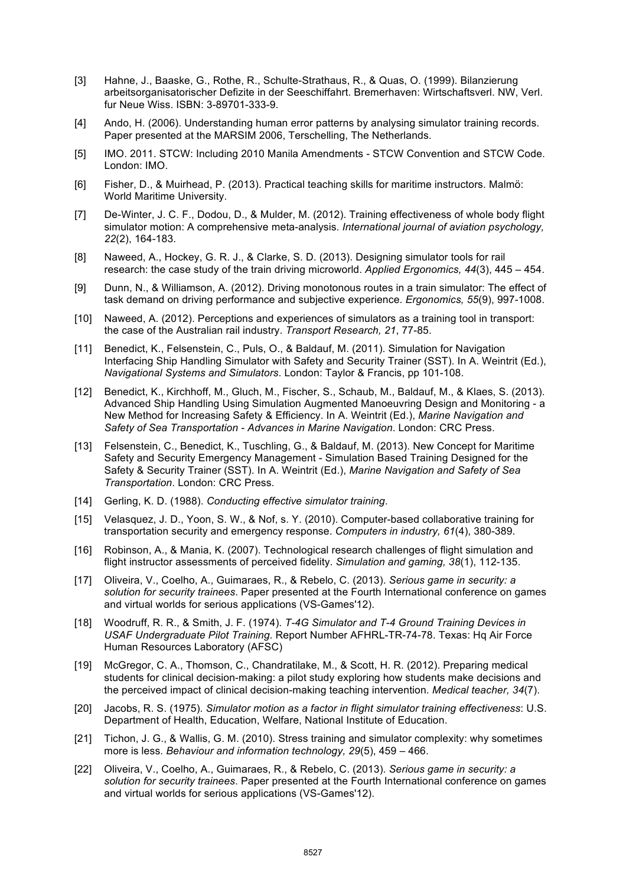[3] Hahne, J., Baaske, G., Rothe, R., Schulte-Strathaus, R., & Quas, O. (1999). Bilanzierung arbeitsorganisatorischer Defizite in der Seeschiffahrt. Bremerhaven: Wirtschaftsverl. NW, Verl. fur Neue Wiss. ISBN: 3-89701-333-9.

[4] Ando, H. (2006). Understanding human error patterns by analysing simulator training records. Paper presented at the MARSIM 2006, Terschelling, The Netherlands.

[5] IMO. 2011. STCW: Including 2010 Manila Amendments - STCW Convention and STCW Code. London: IMO.

[6] Fisher, D., & Muirhead, P. (2013). Practical teaching skills for maritime instructors. Malmö: World Maritime University.

[7] De-Winter, J. C. F., Dodou, D., & Mulder, M. (2012). Training effectiveness of whole body flight simulator motion: A comprehensive meta-analysis. *International journal of aviation psychology, 22*(2), 164-183.

[8] Naweed, A., Hockey, G. R. J., & Clarke, S. D. (2013). Designing simulator tools for rail research: the case study of the train driving microworld. *Applied Ergonomics, 44*(3), 445 – 454.

[9] Dunn, N., & Williamson, A. (2012). Driving monotonous routes in a train simulator: The effect of task demand on driving performance and subjective experience. *Ergonomics, 55*(9), 997-1008.

[10] Naweed, A. (2012). Perceptions and experiences of simulators as a training tool in transport: the case of the Australian rail industry. *Transport Research, 21*, 77-85.

[11] Benedict, K., Felsenstein, C., Puls, O., & Baldauf, M. (2011). Simulation for Navigation Interfacing Ship Handling Simulator with Safety and Security Trainer (SST). In A. Weintrit (Ed.), *Navigational Systems and Simulators*. London: Taylor & Francis, pp 101-108.

[12] Benedict, K., Kirchhoff, M., Gluch, M., Fischer, S., Schaub, M., Baldauf, M., & Klaes, S. (2013). Advanced Ship Handling Using Simulation Augmented Manoeuvring Design and Monitoring - a New Method for Increasing Safety & Efficiency. In A. Weintrit (Ed.), *Marine Navigation and Safety of Sea Transportation - Advances in Marine Navigation*. London: CRC Press.

[13] Felsenstein, C., Benedict, K., Tuschling, G., & Baldauf, M. (2013). New Concept for Maritime Safety and Security Emergency Management - Simulation Based Training Designed for the Safety & Security Trainer (SST). In A. Weintrit (Ed.), *Marine Navigation and Safety of Sea Transportation*. London: CRC Press.

[14] Gerling, K. D. (1988). *Conducting effective simulator training*.

[15] Velasquez, J. D., Yoon, S. W., & Nof, s. Y. (2010). Computer-based collaborative training for transportation security and emergency response. *Computers in industry, 61*(4), 380-389.

[16] Robinson, A., & Mania, K. (2007). Technological research challenges of flight simulation and flight instructor assessments of perceived fidelity. *Simulation and gaming, 38*(1), 112-135.

[17] Oliveira, V., Coelho, A., Guimaraes, R., & Rebelo, C. (2013). *Serious game in security: a solution for security trainees*. Paper presented at the Fourth International conference on games and virtual worlds for serious applications (VS-Games'12).

[18] Woodruff, R. R., & Smith, J. F. (1974). *T-4G Simulator and T-4 Ground Training Devices in USAF Undergraduate Pilot Training*. Report Number AFHRL-TR-74-78. Texas: Hq Air Force Human Resources Laboratory (AFSC)

[19] McGregor, C. A., Thomson, C., Chandratilake, M., & Scott, H. R. (2012). Preparing medical students for clinical decision-making: a pilot study exploring how students make decisions and the perceived impact of clinical decision-making teaching intervention. *Medical teacher, 34*(7).

[20] Jacobs, R. S. (1975). *Simulator motion as a factor in flight simulator training effectiveness*: U.S. Department of Health, Education, Welfare, National Institute of Education.

[21] Tichon, J. G., & Wallis, G. M. (2010). Stress training and simulator complexity: why sometimes more is less. *Behaviour and information technology, 29*(5), 459 – 466.

[22] Oliveira, V., Coelho, A., Guimaraes, R., & Rebelo, C. (2013). *Serious game in security: a solution for security trainees*. Paper presented at the Fourth International conference on games and virtual worlds for serious applications (VS-Games'12).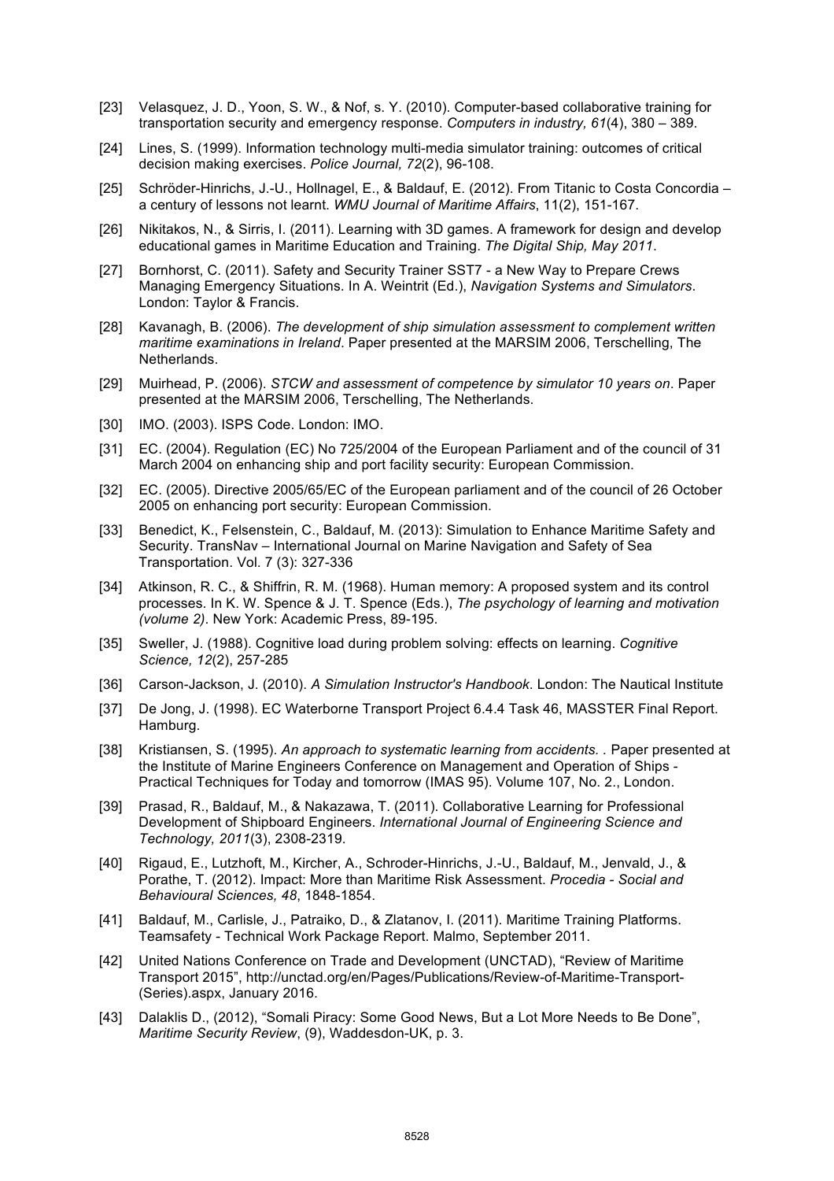[23] Velasquez, J. D., Yoon, S. W., & Nof, s. Y. (2010). Computer-based collaborative training for transportation security and emergency response. *Computers in industry, 61*(4), 380 – 389.

[24] Lines, S. (1999). Information technology multi-media simulator training: outcomes of critical decision making exercises. *Police Journal, 72*(2), 96-108.

[25] Schröder-Hinrichs, J.-U., Hollnagel, E., & Baldauf, E. (2012). From Titanic to Costa Concordia – a century of lessons not learnt. *WMU Journal of Maritime Affairs*, 11(2), 151-167.

[26] Nikitakos, N., & Sirris, I. (2011). Learning with 3D games. A framework for design and develop educational games in Maritime Education and Training. *The Digital Ship, May 2011*.

[27] Bornhorst, C. (2011). Safety and Security Trainer SST7 - a New Way to Prepare Crews Managing Emergency Situations. In A. Weintrit (Ed.), *Navigation Systems and Simulators*. London: Taylor & Francis.

[28] Kavanagh, B. (2006). *The development of ship simulation assessment to complement written maritime examinations in Ireland*. Paper presented at the MARSIM 2006, Terschelling, The Netherlands.

[29] Muirhead, P. (2006). *STCW and assessment of competence by simulator 10 years on*. Paper presented at the MARSIM 2006, Terschelling, The Netherlands.

[30] IMO. (2003). ISPS Code. London: IMO.

[31] EC. (2004). Regulation (EC) No 725/2004 of the European Parliament and of the council of 31 March 2004 on enhancing ship and port facility security: European Commission.

[32] EC. (2005). Directive 2005/65/EC of the European parliament and of the council of 26 October 2005 on enhancing port security: European Commission.

[33] Benedict, K., Felsenstein, C., Baldauf, M. (2013): Simulation to Enhance Maritime Safety and Security. TransNav – International Journal on Marine Navigation and Safety of Sea Transportation. Vol. 7 (3): 327-336

[34] Atkinson, R. C., & Shiffrin, R. M. (1968). Human memory: A proposed system and its control processes. In K. W. Spence & J. T. Spence (Eds.), *The psychology of learning and motivation (volume 2)*. New York: Academic Press, 89-195.

[35] Sweller, J. (1988). Cognitive load during problem solving: effects on learning. *Cognitive Science, 12*(2), 257-285

[36] Carson-Jackson, J. (2010). *A Simulation Instructor's Handbook*. London: The Nautical Institute

[37] De Jong, J. (1998). EC Waterborne Transport Project 6.4.4 Task 46, MASSTER Final Report. Hamburg.

[38] Kristiansen, S. (1995). *An approach to systematic learning from accidents. .* Paper presented at the Institute of Marine Engineers Conference on Management and Operation of Ships - Practical Techniques for Today and tomorrow (IMAS 95). Volume 107, No. 2., London.

[39] Prasad, R., Baldauf, M., & Nakazawa, T. (2011). Collaborative Learning for Professional Development of Shipboard Engineers. *International Journal of Engineering Science and Technology, 2011*(3), 2308-2319.

[40] Rigaud, E., Lutzhoft, M., Kircher, A., Schroder-Hinrichs, J.-U., Baldauf, M., Jenvald, J., & Porathe, T. (2012). Impact: More than Maritime Risk Assessment. *Procedia - Social and Behavioural Sciences, 48*, 1848-1854.

[41] Baldauf, M., Carlisle, J., Patraiko, D., & Zlatanov, I. (2011). Maritime Training Platforms. Teamsafety - Technical Work Package Report. Malmo, September 2011.

[42] United Nations Conference on Trade and Development (UNCTAD), "Review of Maritime Transport 2015", http://unctad.org/en/Pages/Publications/Review-of-Maritime-Transport-(Series).aspx, January 2016.

[43] Dalaklis D., (2012), "Somali Piracy: Some Good News, But a Lot More Needs to Be Done", *Maritime Security Review*, (9), Waddesdon-UK, p. 3.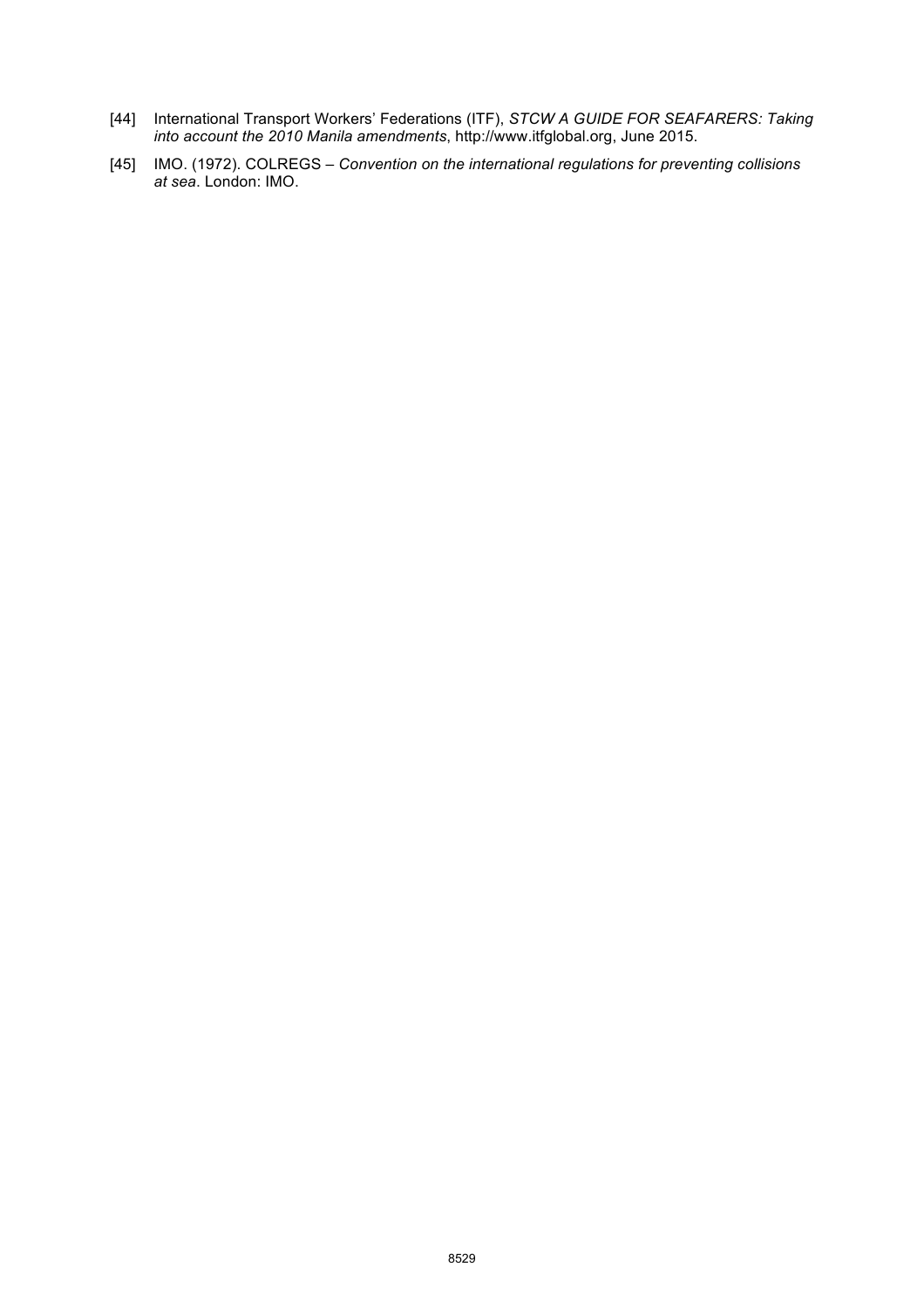[44] International Transport Workers' Federations (ITF), *STCW A GUIDE FOR SEAFARERS: Taking into account the 2010 Manila amendments*, http://www.itfglobal.org, June 2015.

[45] IMO. (1972). COLREGS – *Convention on the international regulations for preventing collisions at sea*. London: IMO.